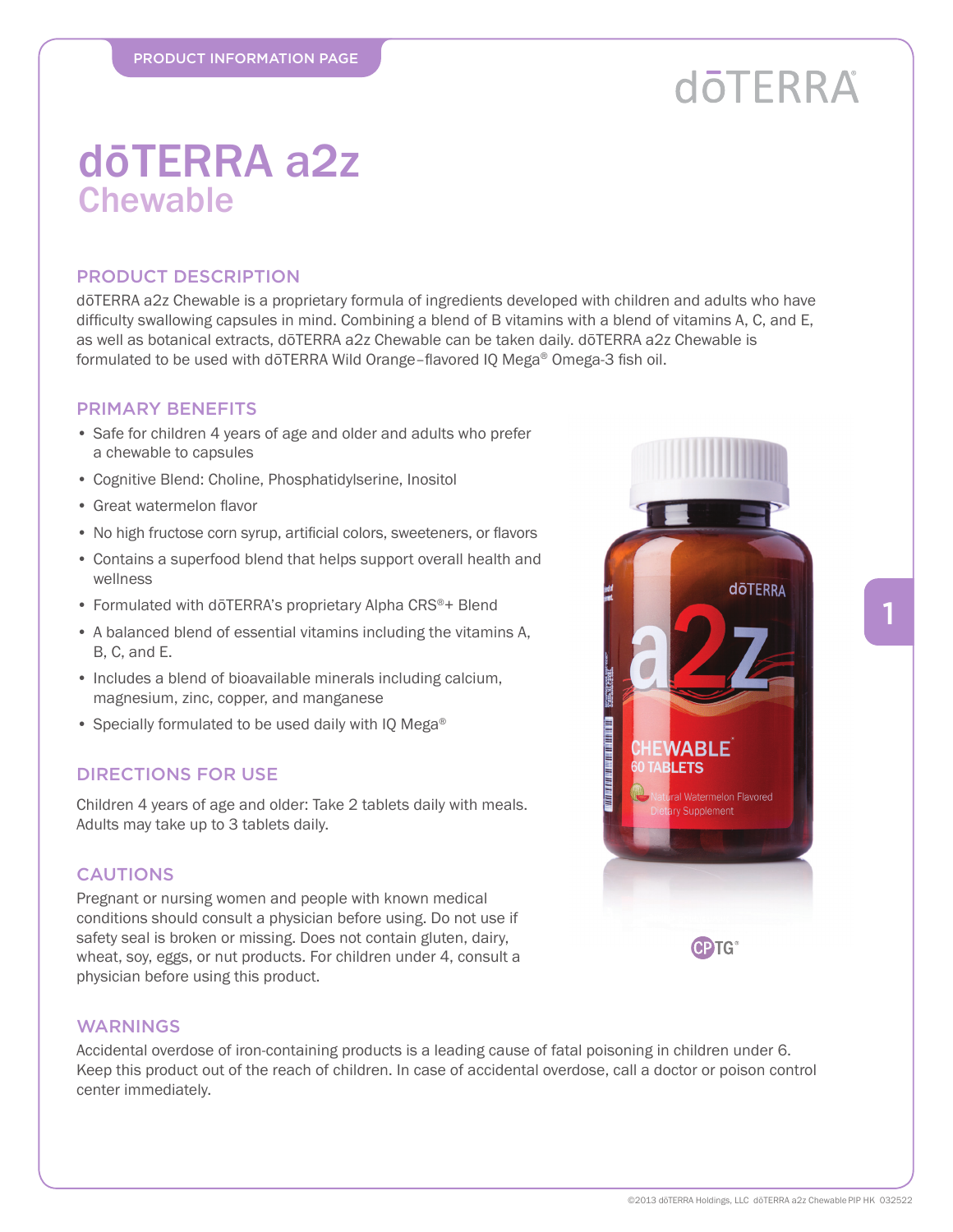PRODUCT INFORMATION PAGE

# dōTERRA a2z
## Chewable

### PRODUCT DESCRIPTION

dōTERRA a2z Chewable is a proprietary formula of ingredients developed with children and adults who have difficulty swallowing capsules in mind. Combining a blend of B vitamins with a blend of vitamins A, C, and E, as well as botanical extracts, dōTERRA a2z Chewable can be taken daily. dōTERRA a2z Chewable is formulated to be used with dōTERRA Wild Orange–flavored IQ Mega® Omega-3 fish oil.

### PRIMARY BENEFITS

- Safe for children 4 years of age and older and adults who prefer a chewable to capsules
- Cognitive Blend: Choline, Phosphatidylserine, Inositol
- Great watermelon flavor
- No high fructose corn syrup, artificial colors, sweeteners, or flavors
- Contains a superfood blend that helps support overall health and wellness
- Formulated with dōTERRA's proprietary Alpha CRS®+ Blend
- A balanced blend of essential vitamins including the vitamins A, B, C, and E.
- Includes a blend of bioavailable minerals including calcium, magnesium, zinc, copper, and manganese
- Specially formulated to be used daily with IQ Mega®

### DIRECTIONS FOR USE

Children 4 years of age and older: Take 2 tablets daily with meals. Adults may take up to 3 tablets daily.

### CAUTIONS

Pregnant or nursing women and people with known medical conditions should consult a physician before using. Do not use if safety seal is broken or missing. Does not contain gluten, dairy, wheat, soy, eggs, or nut products. For children under 4, consult a physician before using this product.

### WARNINGS

Accidental overdose of iron-containing products is a leading cause of fatal poisoning in children under 6. Keep this product out of the reach of children. In case of accidental overdose, call a doctor or poison control center immediately.

©2013 dōTERRA Holdings, LLC dōTERRA a2z Chewable PIP HK 032522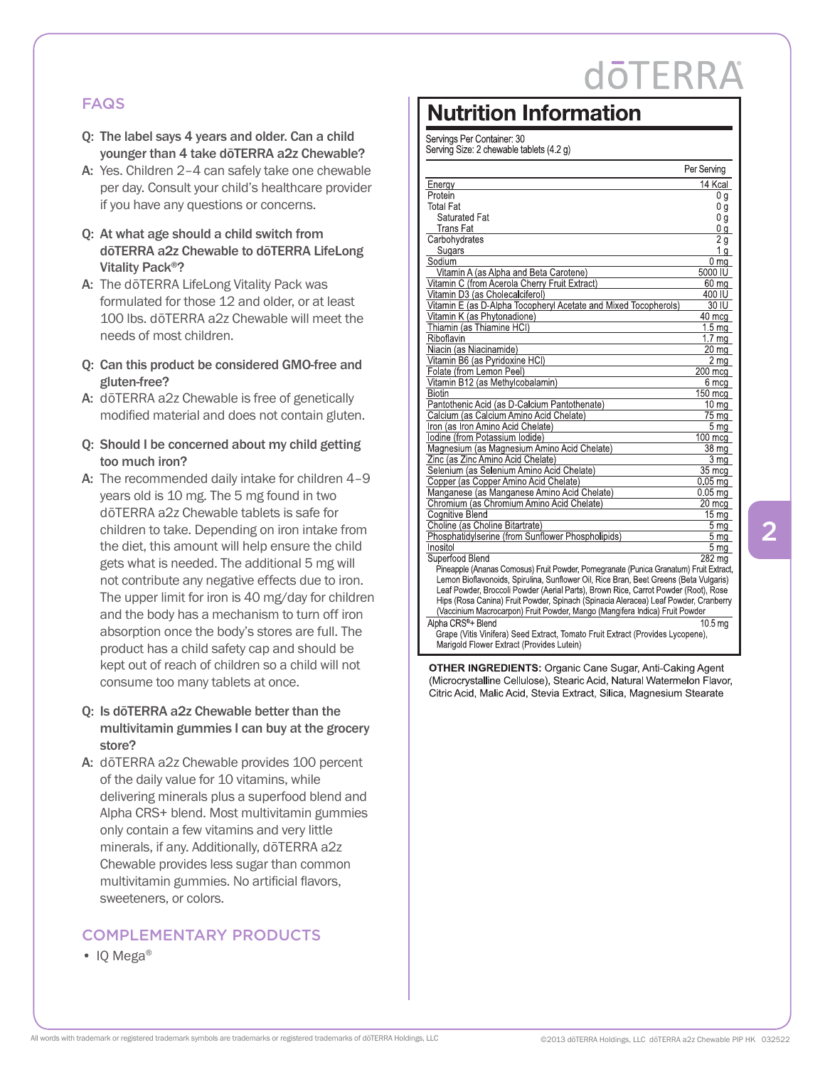## FAQS

**Q: The label says 4 years and older. Can a child younger than 4 take dōTERRA a2z Chewable?**

A: Yes. Children 2–4 can safely take one chewable per day. Consult your child's healthcare provider if you have any questions or concerns.

**Q: At what age should a child switch from dōTERRA a2z Chewable to dōTERRA LifeLong Vitality Pack®?**

A: The dōTERRA LifeLong Vitality Pack was formulated for those 12 and older, or at least 100 lbs. dōTERRA a2z Chewable will meet the needs of most children.

**Q: Can this product be considered GMO-free and gluten-free?**

A: dōTERRA a2z Chewable is free of genetically modified material and does not contain gluten.

**Q: Should I be concerned about my child getting too much iron?**

A: The recommended daily intake for children 4–9 years old is 10 mg. The 5 mg found in two dōTERRA a2z Chewable tablets is safe for children to take. Depending on iron intake from the diet, this amount will help ensure the child gets what is needed. The additional 5 mg will not contribute any negative effects due to iron. The upper limit for iron is 40 mg/day for children and the body has a mechanism to turn off iron absorption once the body's stores are full. The product has a child safety cap and should be kept out of reach of children so a child will not consume too many tablets at once.

**Q: Is dōTERRA a2z Chewable better than the multivitamin gummies I can buy at the grocery store?**

A: dōTERRA a2z Chewable provides 100 percent of the daily value for 10 vitamins, while delivering minerals plus a superfood blend and Alpha CRS+ blend. Most multivitamin gummies only contain a few vitamins and very little minerals, if any. Additionally, dōTERRA a2z Chewable provides less sugar than common multivitamin gummies. No artificial flavors, sweeteners, or colors.

## COMPLEMENTARY PRODUCTS

- IQ Mega®

## Nutrition Information

Servings Per Container: 30
Serving Size: 2 chewable tablets (4.2 g)

| | Per Serving |
|---|---|
| Energy | 14 Kcal |
| Protein | 0 g |
| Total Fat | 0 g |
| Saturated Fat | 0 g |
| Trans Fat | 0 g |
| Carbohydrates | 2 g |
| Sugars | 1 g |
| Sodium | 0 mg |
| Vitamin A (as Alpha and Beta Carotene) | 5000 IU |
| Vitamin C (from Acerola Cherry Fruit Extract) | 60 mg |
| Vitamin D3 (as Cholecalciferol) | 400 IU |
| Vitamin E (as D-Alpha Tocopheryl Acetate and Mixed Tocopherols) | 30 IU |
| Vitamin K (as Phytonadione) | 40 mcg |
| Thiamin (as Thiamine HCl) | 1.5 mg |
| Riboflavin | 1.7 mg |
| Niacin (as Niacinamide) | 20 mg |
| Vitamin B6 (as Pyridoxine HCl) | 2 mg |
| Folate (from Lemon Peel) | 200 mcg |
| Vitamin B12 (as Methylcobalamin) | 6 mcg |
| Biotin | 150 mcg |
| Pantothenic Acid (as D-Calcium Pantothenate) | 10 mg |
| Calcium (as Calcium Amino Acid Chelate) | 75 mg |
| Iron (as Iron Amino Acid Chelate) | 5 mg |
| Iodine (from Potassium Iodide) | 100 mcg |
| Magnesium (as Magnesium Amino Acid Chelate) | 38 mg |
| Zinc (as Zinc Amino Acid Chelate) | 3 mg |
| Selenium (as Selenium Amino Acid Chelate) | 35 mcg |
| Copper (as Copper Amino Acid Chelate) | 0.05 mg |
| Manganese (as Manganese Amino Acid Chelate) | 0.05 mg |
| Chromium (as Chromium Amino Acid Chelate) | 20 mcg |
| Cognitive Blend | 15 mg |
| Choline (as Choline Bitartrate) | 5 mg |
| Phosphatidylserine (from Sunflower Phospholipids) | 5 mg |
| Inositol | 5 mg |
| Superfood Blend<br>Pineapple (Ananas Comosus) Fruit Powder, Pomegranate (Punica Granatum) Fruit Extract, Lemon Bioflavonoids, Spirulina, Sunflower Oil, Rice Bran, Beet Greens (Beta Vulgaris) Leaf Powder, Broccoli Powder (Aerial Parts), Brown Rice, Carrot Powder (Root), Rose Hips (Rosa Canina) Fruit Powder, Spinach (Spinacia Aleracea) Leaf Powder, Cranberry (Vaccinium Macrocarpon) Fruit Powder, Mango (Mangifera Indica) Fruit Powder | 282 mg |
| Alpha CRS®+ Blend<br>Grape (Vitis Vinifera) Seed Extract, Tomato Fruit Extract (Provides Lycopene), Marigold Flower Extract (Provides Lutein) | 10.5 mg |

**OTHER INGREDIENTS:** Organic Cane Sugar, Anti-Caking Agent (Microcrystalline Cellulose), Stearic Acid, Natural Watermelon Flavor, Citric Acid, Malic Acid, Stevia Extract, Silica, Magnesium Stearate

All words with trademark or registered trademark symbols are trademarks or registered trademarks of dōTERRA Holdings, LLC

©2013 dōTERRA Holdings, LLC dōTERRA a2z Chewable PIP HK 032522